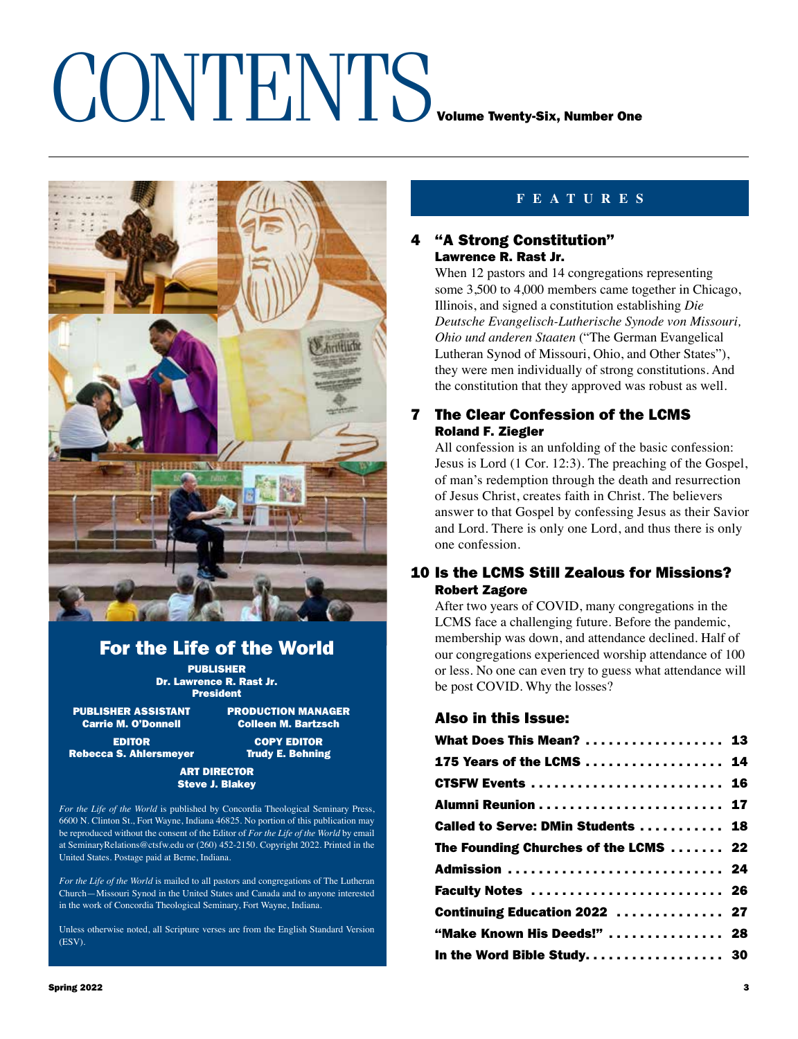# CONTENTS

Volume Twenty-Six, Number One

## For the Life of the World

**PUBLISHER**
Dr. Lawrence R. Rast Jr.
President

**PUBLISHER ASSISTANT**
Carrie M. O'Donnell

**PRODUCTION MANAGER**
Colleen M. Bartzsch

**EDITOR**
Rebecca S. Ahlersmeyer

**COPY EDITOR**
Trudy E. Behning

**ART DIRECTOR**
Steve J. Blakey

*For the Life of the World* is published by Concordia Theological Seminary Press, 6600 N. Clinton St., Fort Wayne, Indiana 46825. No portion of this publication may be reproduced without the consent of the Editor of *For the Life of the World* by email at SeminaryRelations@ctsfw.edu or (260) 452-2150. Copyright 2022. Printed in the United States. Postage paid at Berne, Indiana.

*For the Life of the World* is mailed to all pastors and congregations of The Lutheran Church—Missouri Synod in the United States and Canada and to anyone interested in the work of Concordia Theological Seminary, Fort Wayne, Indiana.

Unless otherwise noted, all Scripture verses are from the English Standard Version (ESV).

## FEATURES

### 4 "A Strong Constitution"
**Lawrence R. Rast Jr.**

When 12 pastors and 14 congregations representing some 3,500 to 4,000 members came together in Chicago, Illinois, and signed a constitution establishing *Die Deutsche Evangelisch-Lutherische Synode von Missouri, Ohio und anderen Staaten* ("The German Evangelical Lutheran Synod of Missouri, Ohio, and Other States"), they were men individually of strong constitutions. And the constitution that they approved was robust as well.

### 7 The Clear Confession of the LCMS
**Roland F. Ziegler**

All confession is an unfolding of the basic confession: Jesus is Lord (1 Cor. 12:3). The preaching of the Gospel, of man's redemption through the death and resurrection of Jesus Christ, creates faith in Christ. The believers answer to that Gospel by confessing Jesus as their Savior and Lord. There is only one Lord, and thus there is only one confession.

### 10 Is the LCMS Still Zealous for Missions?
**Robert Zagore**

After two years of COVID, many congregations in the LCMS face a challenging future. Before the pandemic, membership was down, and attendance declined. Half of our congregations experienced worship attendance of 100 or less. No one can even try to guess what attendance will be post COVID. Why the losses?

### Also in this Issue:

| | |
|---|---|
| What Does This Mean? | 13 |
| 175 Years of the LCMS | 14 |
| CTSFW Events | 16 |
| Alumni Reunion | 17 |
| Called to Serve: DMin Students | 18 |
| The Founding Churches of the LCMS | 22 |
| Admission | 24 |
| Faculty Notes | 26 |
| Continuing Education 2022 | 27 |
| "Make Known His Deeds!" | 28 |
| In the Word Bible Study | 30 |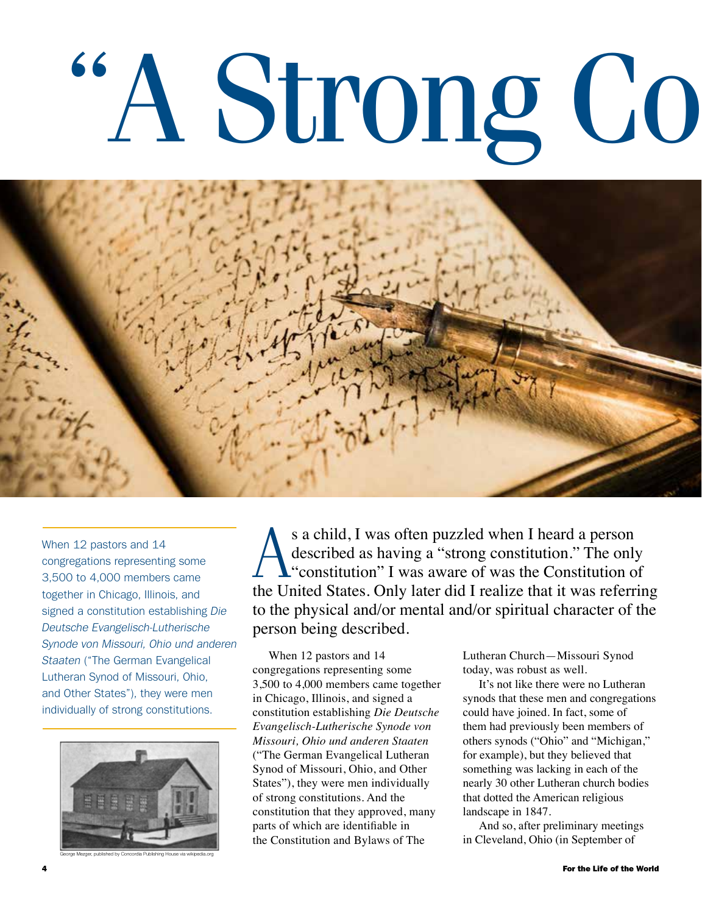# "A Strong Co

When 12 pastors and 14 congregations representing some 3,500 to 4,000 members came together in Chicago, Illinois, and signed a constitution establishing *Die Deutsche Evangelisch-Lutherische Synode von Missouri, Ohio und anderen Staaten* ("The German Evangelical Lutheran Synod of Missouri, Ohio, and Other States"), they were men individually of strong constitutions.

George Mezger, published by Concordia Publishing House via wikipedia.org

As a child, I was often puzzled when I heard a person described as having a "strong constitution." The only "constitution" I was aware of was the Constitution of the United States. Only later did I realize that it was referring to the physical and/or mental and/or spiritual character of the person being described.

When 12 pastors and 14 congregations representing some 3,500 to 4,000 members came together in Chicago, Illinois, and signed a constitution establishing *Die Deutsche Evangelisch-Lutherische Synode von Missouri, Ohio und anderen Staaten* ("The German Evangelical Lutheran Synod of Missouri, Ohio, and Other States"), they were men individually of strong constitutions. And the constitution that they approved, many parts of which are identifiable in the Constitution and Bylaws of The Lutheran Church—Missouri Synod today, was robust as well.

It's not like there were no Lutheran synods that these men and congregations could have joined. In fact, some of them had previously been members of others synods ("Ohio" and "Michigan," for example), but they believed that something was lacking in each of the nearly 30 other Lutheran church bodies that dotted the American religious landscape in 1847.

And so, after preliminary meetings in Cleveland, Ohio (in September of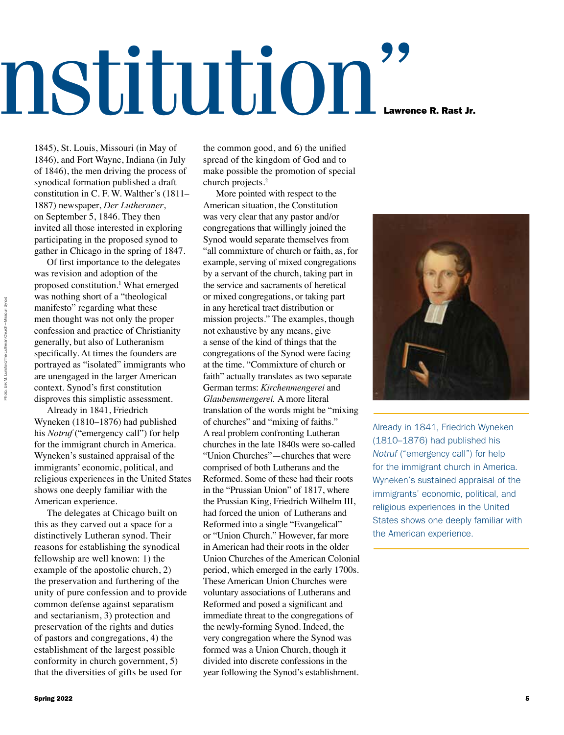# nstitution"

**Lawrence R. Rast Jr.**

1845), St. Louis, Missouri (in May of 1846), and Fort Wayne, Indiana (in July of 1846), the men driving the process of synodical formation published a draft constitution in C. F. W. Walther's (1811–1887) newspaper, *Der Lutheraner*, on September 5, 1846. They then invited all those interested in exploring participating in the proposed synod to gather in Chicago in the spring of 1847.

Of first importance to the delegates was revision and adoption of the proposed constitution.[1] What emerged was nothing short of a "theological manifesto" regarding what these men thought was not only the proper confession and practice of Christianity generally, but also of Lutheranism specifically. At times the founders are portrayed as "isolated" immigrants who are unengaged in the larger American context. Synod's first constitution disproves this simplistic assessment.

Already in 1841, Friedrich Wyneken (1810–1876) had published his *Notruf* ("emergency call") for help for the immigrant church in America. Wyneken's sustained appraisal of the immigrants' economic, political, and religious experiences in the United States shows one deeply familiar with the American experience.

The delegates at Chicago built on this as they carved out a space for a distinctively Lutheran synod. Their reasons for establishing the synodical fellowship are well known: 1) the example of the apostolic church, 2) the preservation and furthering of the unity of pure confession and to provide common defense against separatism and sectarianism, 3) protection and preservation of the rights and duties of pastors and congregations, 4) the establishment of the largest possible conformity in church government, 5) that the diversities of gifts be used for the common good, and 6) the unified spread of the kingdom of God and to make possible the promotion of special church projects.[2]

More pointed with respect to the American situation, the Constitution was very clear that any pastor and/or congregations that willingly joined the Synod would separate themselves from "all commixture of church or faith, as, for example, serving of mixed congregations by a servant of the church, taking part in the service and sacraments of heretical or mixed congregations, or taking part in any heretical tract distribution or mission projects." The examples, though not exhaustive by any means, give a sense of the kind of things that the congregations of the Synod were facing at the time. "Commixture of church or faith" actually translates as two separate German terms: *Kirchenmengerei* and *Glaubensmengerei.* A more literal translation of the words might be "mixing of churches" and "mixing of faiths." A real problem confronting Lutheran churches in the late 1840s were so-called "Union Churches"—churches that were comprised of both Lutherans and the Reformed. Some of these had their roots in the "Prussian Union" of 1817, where the Prussian King, Friedrich Wilhelm III, had forced the union of Lutherans and Reformed into a single "Evangelical" or "Union Church." However, far more in American had their roots in the older Union Churches of the American Colonial period, which emerged in the early 1700s. These American Union Churches were voluntary associations of Lutherans and Reformed and posed a significant and immediate threat to the congregations of the newly-forming Synod. Indeed, the very congregation where the Synod was formed was a Union Church, though it divided into discrete confessions in the year following the Synod's establishment.

Photo: Erik M. Lunsford/The Lutheran Church—Missouri Synod

Already in 1841, Friedrich Wyneken (1810–1876) had published his *Notruf* ("emergency call") for help for the immigrant church in America. Wyneken's sustained appraisal of the immigrants' economic, political, and religious experiences in the United States shows one deeply familiar with the American experience.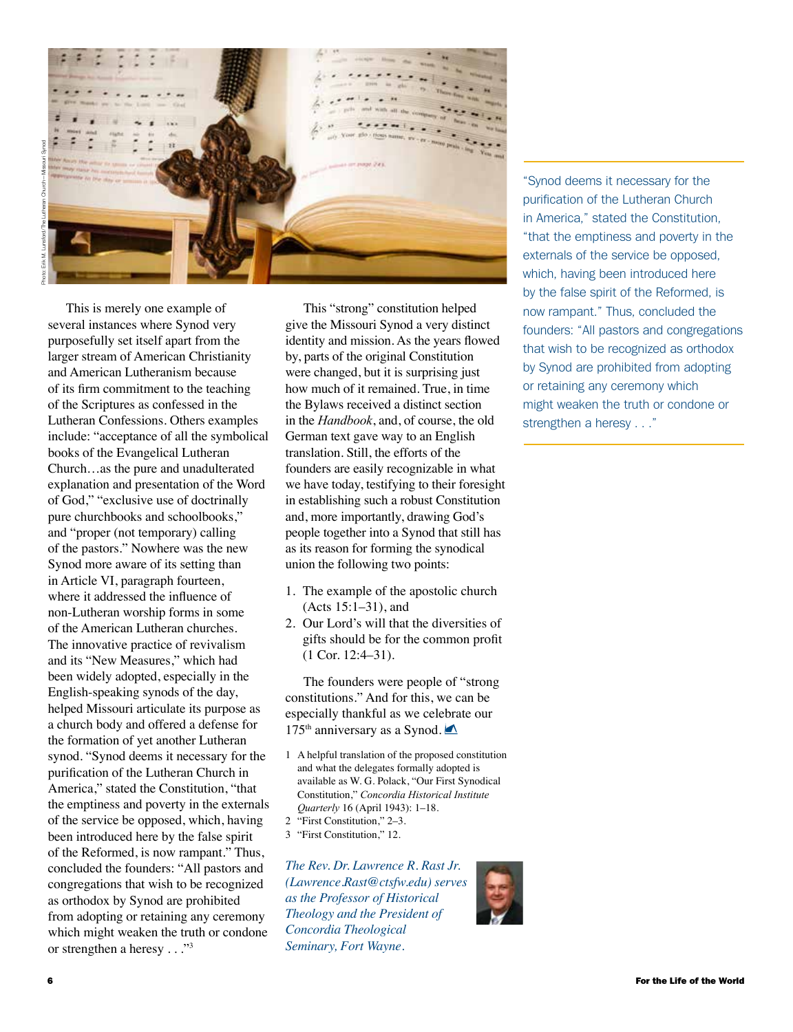This is merely one example of several instances where Synod very purposefully set itself apart from the larger stream of American Christianity and American Lutheranism because of its firm commitment to the teaching of the Scriptures as confessed in the Lutheran Confessions. Others examples include: "acceptance of all the symbolical books of the Evangelical Lutheran Church…as the pure and unadulterated explanation and presentation of the Word of God," "exclusive use of doctrinally pure churchbooks and schoolbooks," and "proper (not temporary) calling of the pastors." Nowhere was the new Synod more aware of its setting than in Article VI, paragraph fourteen, where it addressed the influence of non-Lutheran worship forms in some of the American Lutheran churches. The innovative practice of revivalism and its "New Measures," which had been widely adopted, especially in the English-speaking synods of the day, helped Missouri articulate its purpose as a church body and offered a defense for the formation of yet another Lutheran synod. "Synod deems it necessary for the purification of the Lutheran Church in America," stated the Constitution, "that the emptiness and poverty in the externals of the service be opposed, which, having been introduced here by the false spirit of the Reformed, is now rampant." Thus, concluded the founders: "All pastors and congregations that wish to be recognized as orthodox by Synod are prohibited from adopting or retaining any ceremony which might weaken the truth or condone or strengthen a heresy . . ."[3]

This "strong" constitution helped give the Missouri Synod a very distinct identity and mission. As the years flowed by, parts of the original Constitution were changed, but it is surprising just how much of it remained. True, in time the Bylaws received a distinct section in the *Handbook*, and, of course, the old German text gave way to an English translation. Still, the efforts of the founders are easily recognizable in what we have today, testifying to their foresight in establishing such a robust Constitution and, more importantly, drawing God's people together into a Synod that still has as its reason for forming the synodical union the following two points:

1. The example of the apostolic church (Acts 15:1–31), and
2. Our Lord's will that the diversities of gifts should be for the common profit (1 Cor. 12:4–31).

The founders were people of "strong constitutions." And for this, we can be especially thankful as we celebrate our 175th anniversary as a Synod.

"Synod deems it necessary for the purification of the Lutheran Church in America," stated the Constitution, "that the emptiness and poverty in the externals of the service be opposed, which, having been introduced here by the false spirit of the Reformed, is now rampant." Thus, concluded the founders: "All pastors and congregations that wish to be recognized as orthodox by Synod are prohibited from adopting or retaining any ceremony which might weaken the truth or condone or strengthen a heresy . . ."

1 A helpful translation of the proposed constitution and what the delegates formally adopted is available as W. G. Polack, "Our First Synodical Constitution," *Concordia Historical Institute Quarterly* 16 (April 1943): 1–18.
2 "First Constitution," 2–3.
3 "First Constitution," 12.

*The Rev. Dr. Lawrence R. Rast Jr. (Lawrence.Rast@ctsfw.edu) serves as the Professor of Historical Theology and the President of Concordia Theological Seminary, Fort Wayne.*